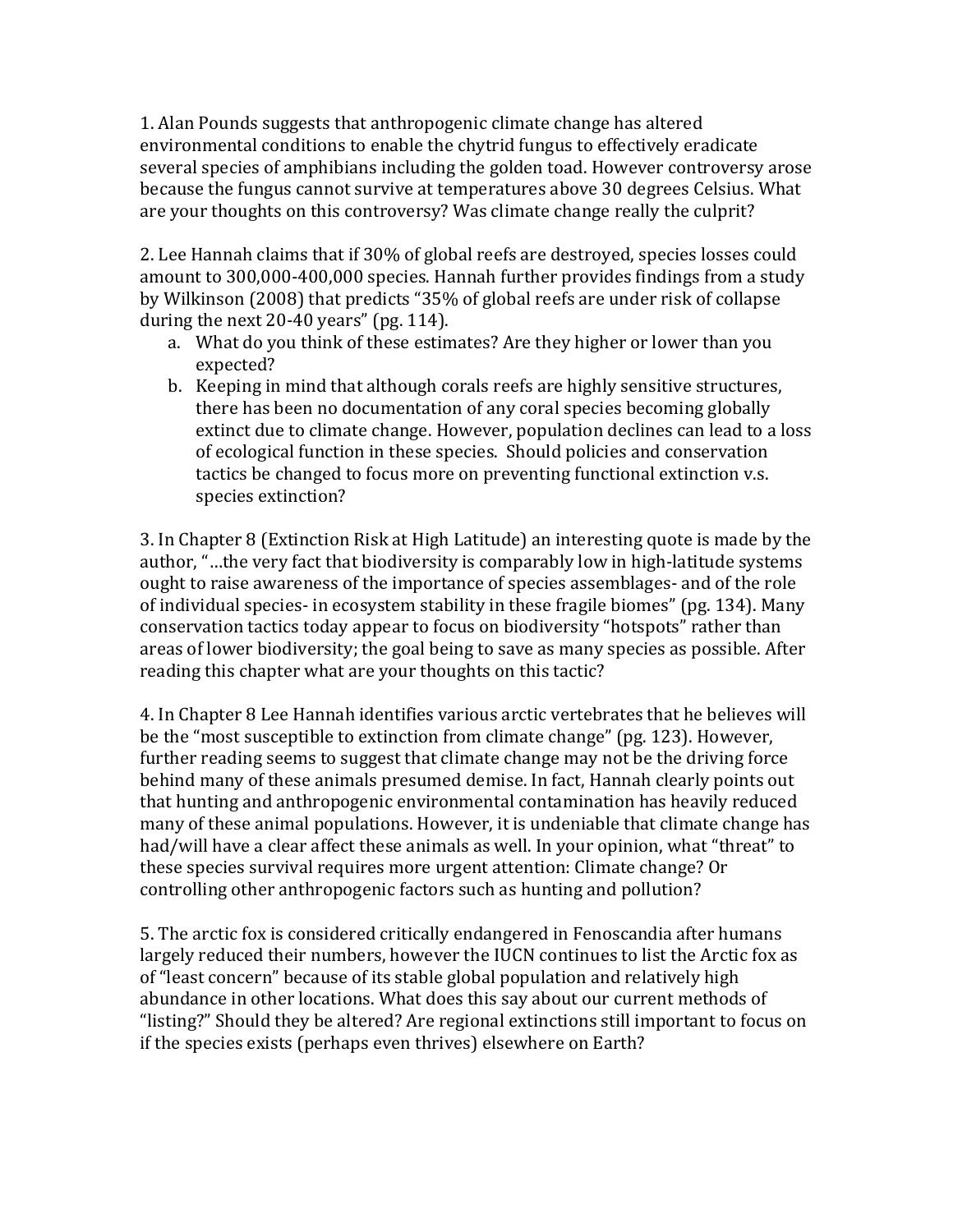1. Alan Pounds suggests that anthropogenic climate change has altered environmental conditions to enable the chytrid fungus to effectively eradicate several species of amphibians including the golden toad. However controversy arose because the fungus cannot survive at temperatures above 30 degrees Celsius. What are your thoughts on this controversy? Was climate change really the culprit?

2. Lee Hannah claims that if 30% of global reefs are destroyed, species losses could amount to 300,000-400,000 species. Hannah further provides findings from a study by Wilkinson (2008) that predicts "35% of global reefs are under risk of collapse during the next 20-40 years" (pg. 114).

   a. What do you think of these estimates? Are they higher or lower than you expected?
   b. Keeping in mind that although corals reefs are highly sensitive structures, there has been no documentation of any coral species becoming globally extinct due to climate change. However, population declines can lead to a loss of ecological function in these species. Should policies and conservation tactics be changed to focus more on preventing functional extinction v.s. species extinction?

3. In Chapter 8 (Extinction Risk at High Latitude) an interesting quote is made by the author, "…the very fact that biodiversity is comparably low in high-latitude systems ought to raise awareness of the importance of species assemblages- and of the role of individual species- in ecosystem stability in these fragile biomes" (pg. 134). Many conservation tactics today appear to focus on biodiversity "hotspots" rather than areas of lower biodiversity; the goal being to save as many species as possible. After reading this chapter what are your thoughts on this tactic?

4. In Chapter 8 Lee Hannah identifies various arctic vertebrates that he believes will be the "most susceptible to extinction from climate change" (pg. 123). However, further reading seems to suggest that climate change may not be the driving force behind many of these animals presumed demise. In fact, Hannah clearly points out that hunting and anthropogenic environmental contamination has heavily reduced many of these animal populations. However, it is undeniable that climate change has had/will have a clear affect these animals as well. In your opinion, what "threat" to these species survival requires more urgent attention: Climate change? Or controlling other anthropogenic factors such as hunting and pollution?

5. The arctic fox is considered critically endangered in Fenoscandia after humans largely reduced their numbers, however the IUCN continues to list the Arctic fox as of "least concern" because of its stable global population and relatively high abundance in other locations. What does this say about our current methods of "listing?" Should they be altered? Are regional extinctions still important to focus on if the species exists (perhaps even thrives) elsewhere on Earth?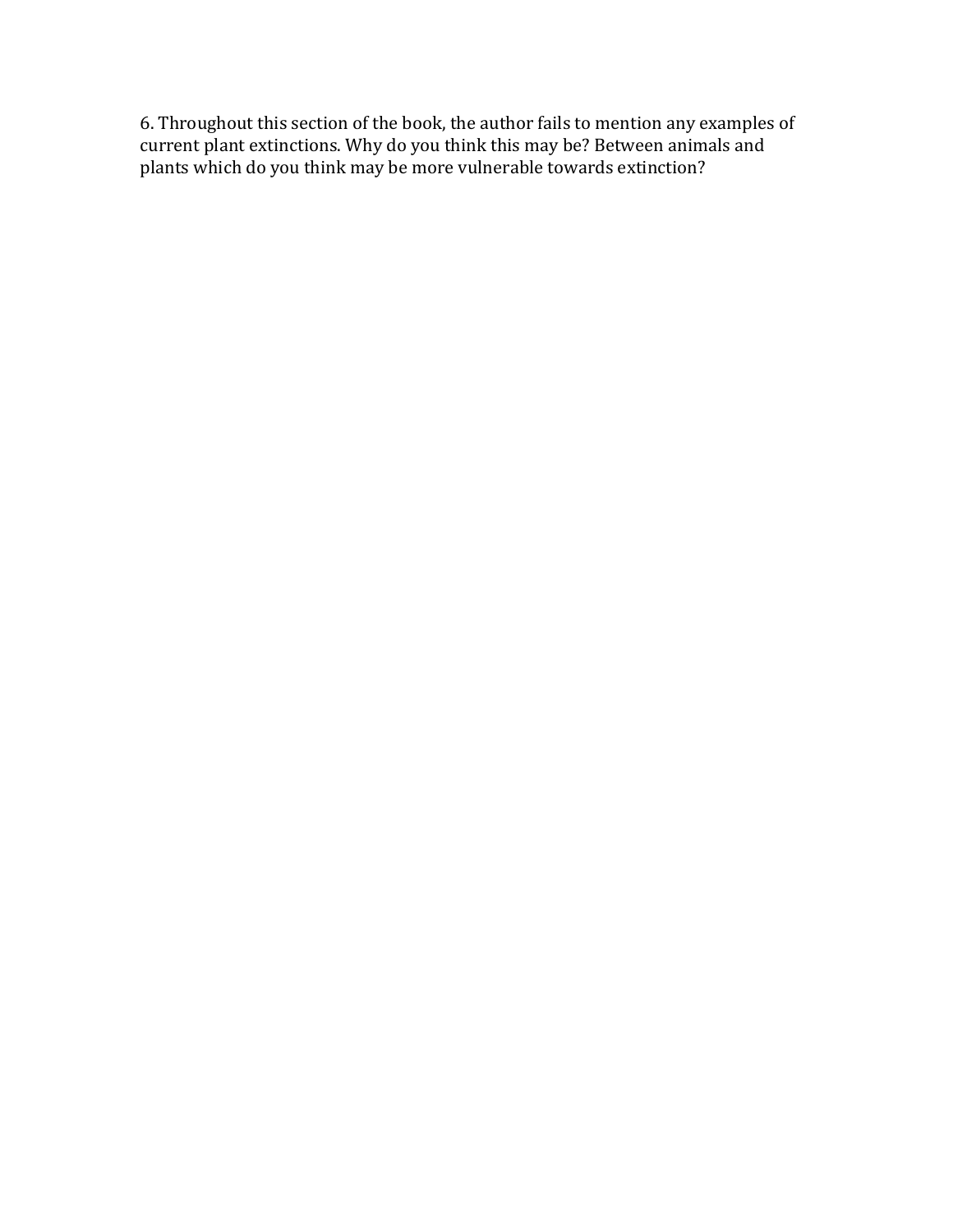6. Throughout this section of the book, the author fails to mention any examples of current plant extinctions. Why do you think this may be? Between animals and plants which do you think may be more vulnerable towards extinction?